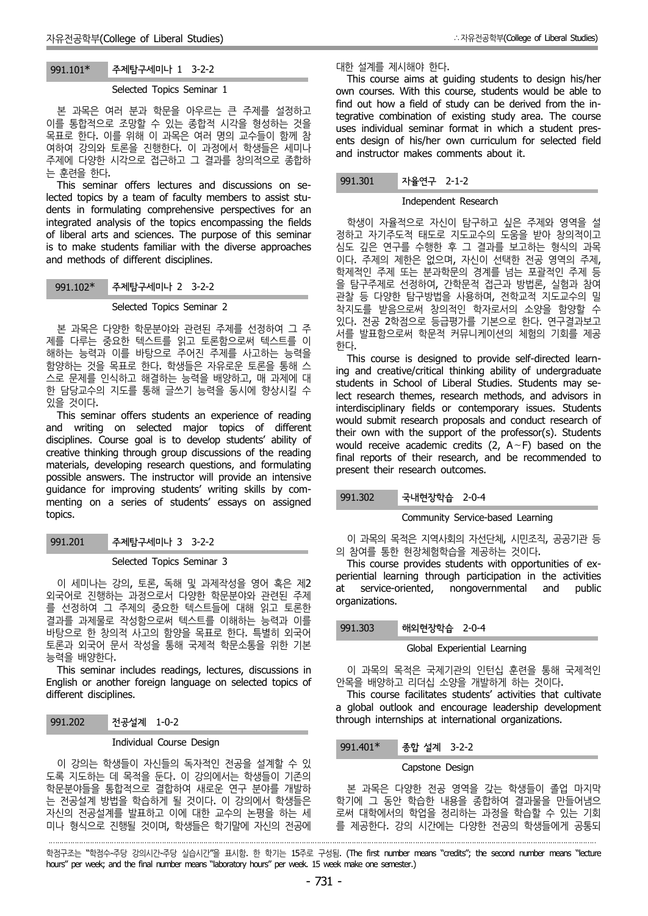### 991.101* 주제탐구세미나 1 3-2-2

Selected Topics Seminar 1

본 과목은 여러 분과 학문을 아우르는 큰 주제를 설정하고 이를 통합적으로 조망할 수 있는 종합적 시각을 형성하는 것을 목표로 한다. 이를 위해 이 과목은 여러 명의 교수들이 함께 참여하여 강의와 토론을 진행한다. 이 과정에서 학생들은 세미나 주제에 다양한 시각으로 접근하고 그 결과를 창의적으로 종합하는 훈련을 한다.

This seminar offers lectures and discussions on selected topics by a team of faculty members to assist students in formulating comprehensive perspectives for an integrated analysis of the topics encompassing the fields of liberal arts and sciences. The purpose of this seminar is to make students familiar with the diverse approaches and methods of different disciplines.

### 991.102* 주제탐구세미나 2 3-2-2

Selected Topics Seminar 2

본 과목은 다양한 학문분야와 관련된 주제를 선정하여 그 주제를 다루는 중요한 텍스트를 읽고 토론함으로써 텍스트를 이해하는 능력과 이를 바탕으로 주어진 주제를 사고하는 능력을 함양하는 것을 목표로 한다. 학생들은 자유로운 토론을 통해 스스로 문제를 인식하고 해결하는 능력을 배양하고, 매 과제에 대한 담당교수의 지도를 통해 글쓰기 능력을 동시에 향상시킬 수 있을 것이다.

This seminar offers students an experience of reading and writing on selected major topics of different disciplines. Course goal is to develop students' ability of creative thinking through group discussions of the reading materials, developing research questions, and formulating possible answers. The instructor will provide an intensive guidance for improving students' writing skills by commenting on a series of students' essays on assigned topics.

### 991.201 주제탐구세미나 3 3-2-2

Selected Topics Seminar 3

이 세미나는 강의, 토론, 독해 및 과제작성을 영어 혹은 제2외국어로 진행하는 과정으로서 다양한 학문분야와 관련된 주제를 선정하여 그 주제의 중요한 텍스트들에 대해 읽고 토론한 결과를 과제물로 작성함으로써 텍스트를 이해하는 능력과 이를 바탕으로 한 창의적 사고의 함양을 목표로 한다. 특별히 외국어 토론과 외국어 문서 작성을 통해 국제적 학문소통을 위한 기본 능력을 배양한다.

This seminar includes readings, lectures, discussions in English or another foreign language on selected topics of different disciplines.

### 991.202 전공설계 1-0-2

Individual Course Design

이 강의는 학생들이 자신들의 독자적인 전공을 설계할 수 있도록 지도하는 데 목적을 둔다. 이 강의에서는 학생들이 기존의 학문분야들을 통합적으로 결합하여 새로운 연구 분야를 개발하는 전공설계 방법을 학습하게 될 것이다. 이 강의에서 학생들은 자신의 전공설계를 발표하고 이에 대한 교수의 논평을 하는 세미나 형식으로 진행될 것이며, 학생들은 학기말에 자신의 전공에 대한 설계를 제시해야 한다.

This course aims at guiding students to design his/her own courses. With this course, students would be able to find out how a field of study can be derived from the integrative combination of existing study area. The course uses individual seminar format in which a student presents design of his/her own curriculum for selected field and instructor makes comments about it.

### 991.301 자율연구 2-1-2

Independent Research

학생이 자율적으로 자신이 탐구하고 싶은 주제와 영역을 설정하고 자기주도적 태도로 지도교수의 도움을 받아 창의적이고 심도 깊은 연구를 수행한 후 그 결과를 보고하는 형식의 과목이다. 주제의 제한은 없으며, 자신이 선택한 전공 영역의 주제, 학제적인 주제 또는 분과학문의 경계를 넘는 포괄적인 주제 등을 탐구주제로 선정하여, 간학문적 접근과 방법론, 실험과 참여 관찰 등 다양한 탐구방법을 사용하며, 전학교적 지도교수의 밀착지도를 받음으로써 창의적인 학자로서의 소양을 함양할 수 있다. 전공 2학점으로 등급평가를 기본으로 한다. 연구결과보고서를 발표함으로써 학문적 커뮤니케이션의 체험의 기회를 제공한다.

This course is designed to provide self-directed learning and creative/critical thinking ability of undergraduate students in School of Liberal Studies. Students may select research themes, research methods, and advisors in interdisciplinary fields or contemporary issues. Students would submit research proposals and conduct research of their own with the support of the professor(s). Students would receive academic credits (2, A~F) based on the final reports of their research, and be recommended to present their research outcomes.

### 991.302 국내현장학습 2-0-4

Community Service-based Learning

이 과목의 목적은 지역사회의 자선단체, 시민조직, 공공기관 등의 참여를 통한 현장체험학습을 제공하는 것이다.

This course provides students with opportunities of experiential learning through participation in the activities at service-oriented, nongovernmental and public organizations.

### 991.303 해외현장학습 2-0-4

Global Experiential Learning

이 과목의 목적은 국제기관의 인턴십 훈련을 통해 국제적인 안목을 배양하고 리더십 소양을 개발하게 하는 것이다.

This course facilitates students' activities that cultivate a global outlook and encourage leadership development through internships at international organizations.

### 991.401* 종합 설계 3-2-2

Capstone Design

본 과목은 다양한 전공 영역을 갖는 학생들이 졸업 마지막 학기에 그 동안 학습한 내용을 종합하여 결과물을 만들어냄으로써 대학에서의 학업을 정리하는 과정을 학습할 수 있는 기회를 제공한다. 강의 시간에는 다양한 전공의 학생들에게 공통되

학점구조는 "학점수-주당 강의시간-주당 실습시간"을 표시함. 한 학기는 15주로 구성됨. (The first number means "credits"; the second number means "lecture hours" per week; and the final number means "laboratory hours" per week. 15 week make one semester.)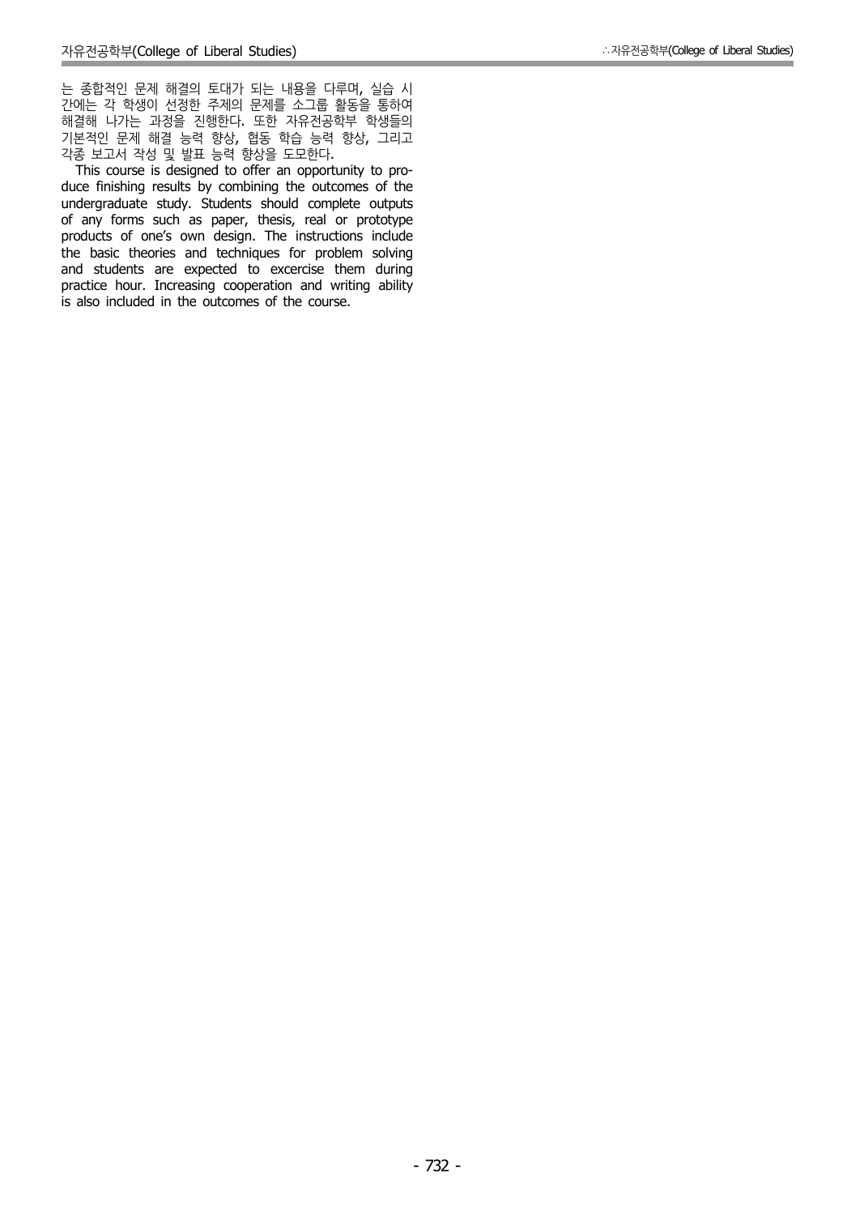는 종합적인 문제 해결의 토대가 되는 내용을 다루며, 실습 시간에는 각 학생이 선정한 주제의 문제를 소그룹 활동을 통하여 해결해 나가는 과정을 진행한다. 또한 자유전공학부 학생들의 기본적인 문제 해결 능력 향상, 협동 학습 능력 향상, 그리고 각종 보고서 작성 및 발표 능력 향상을 도모한다.

This course is designed to offer an opportunity to produce finishing results by combining the outcomes of the undergraduate study. Students should complete outputs of any forms such as paper, thesis, real or prototype products of one's own design. The instructions include the basic theories and techniques for problem solving and students are expected to excercise them during practice hour. Increasing cooperation and writing ability is also included in the outcomes of the course.